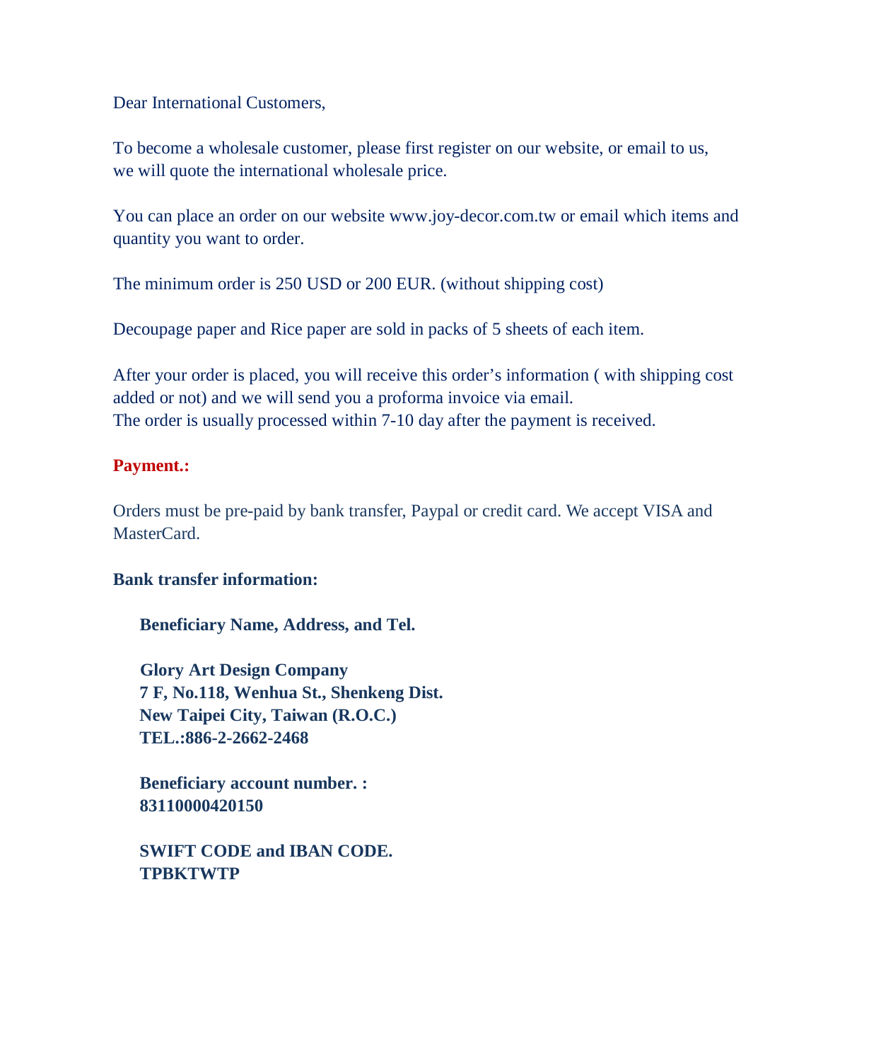Dear International Customers,

To become a wholesale customer, please first register on our website, or email to us, we will quote the international wholesale price.

You can place an order on our website www.joy-decor.com.tw or email which items and quantity you want to order.

The minimum order is 250 USD or 200 EUR. (without shipping cost)

Decoupage paper and Rice paper are sold in packs of 5 sheets of each item.

After your order is placed, you will receive this order's information ( with shipping cost added or not) and we will send you a proforma invoice via email.
The order is usually processed within 7-10 day after the payment is received.

**Payment.:**

Orders must be pre-paid by bank transfer, Paypal or credit card. We accept VISA and MasterCard.

**Bank transfer information:**

**Beneficiary Name, Address, and Tel.**

**Glory Art Design Company**
**7 F, No.118, Wenhua St., Shenkeng Dist.**
**New Taipei City, Taiwan (R.O.C.)**
**TEL.:886-2-2662-2468**

**Beneficiary account number. :**
**83110000420150**

**SWIFT CODE and IBAN CODE.**
**TPBKTWTP**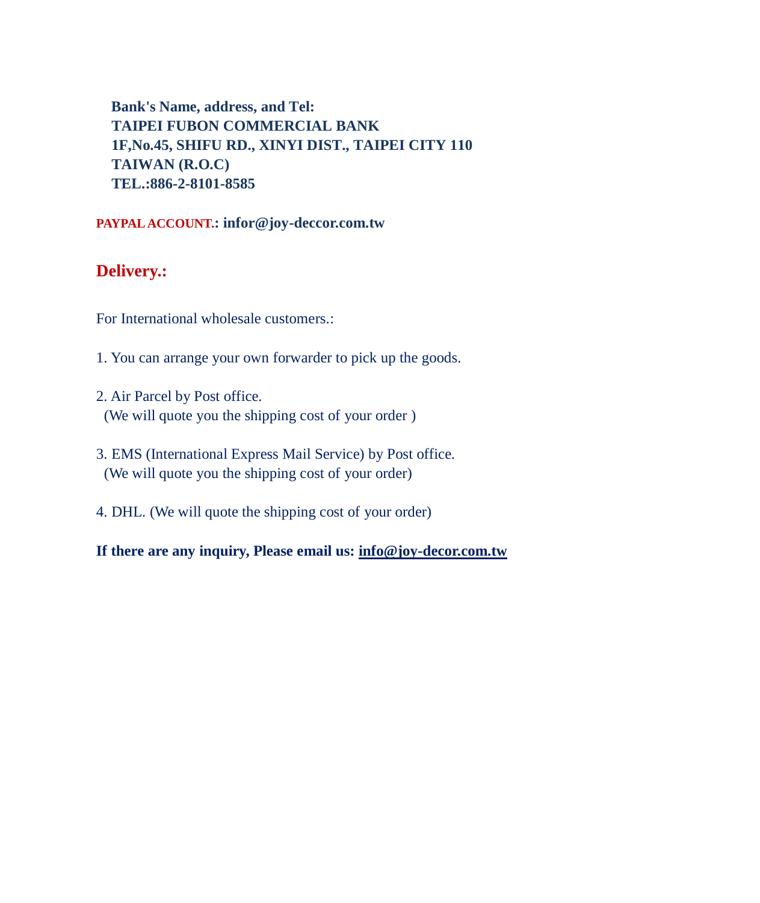**Bank's Name, address, and Tel:**
**TAIPEI FUBON COMMERCIAL BANK**
**1F,No.45, SHIFU RD., XINYI DIST., TAIPEI CITY 110**
**TAIWAN (R.O.C)**
**TEL.:886-2-8101-8585**

**PAYPAL ACCOUNT.: infor@joy-deccor.com.tw**

## Delivery.:

For International wholesale customers.:

1. You can arrange your own forwarder to pick up the goods.

2. Air Parcel by Post office.
   (We will quote you the shipping cost of your order )

3. EMS (International Express Mail Service) by Post office.
   (We will quote you the shipping cost of your order)

4. DHL. (We will quote the shipping cost of your order)

**If there are any inquiry, Please email us: info@joy-decor.com.tw**